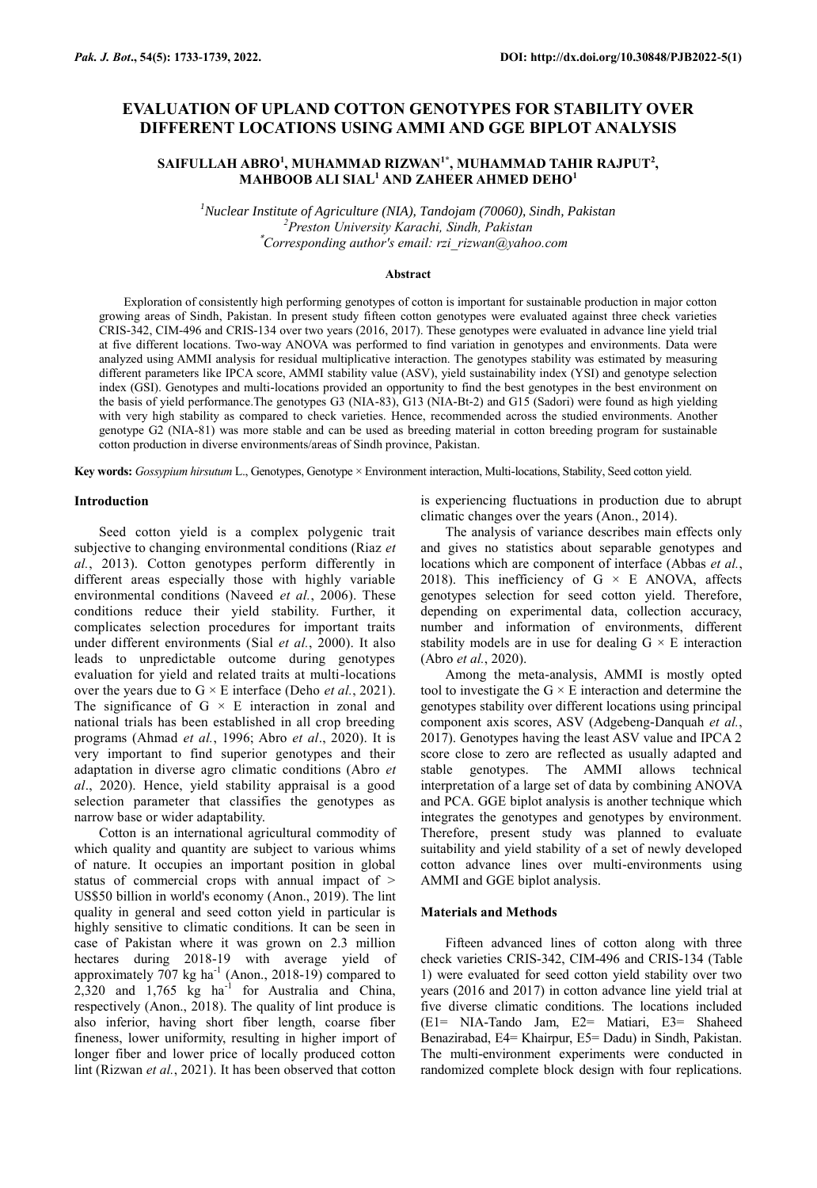# EVALUATION OF UPLAND COTTON GENOTYPES FOR STABILITY OVER DIFFERENT LOCATIONS USING AMMI AND GGE BIPLOT ANALYSIS

**SAIFULLAH ABRO[1], MUHAMMAD RIZWAN[1*], MUHAMMAD TAHIR RAJPUT[2], MAHBOOB ALI SIAL[1] AND ZAHEER AHMED DEHO[1]**

*[1]Nuclear Institute of Agriculture (NIA), Tandojam (70060), Sindh, Pakistan*
*[2]Preston University Karachi, Sindh, Pakistan*
*[*]Corresponding author's email: rzi_rizwan@yahoo.com*

## Abstract

Exploration of consistently high performing genotypes of cotton is important for sustainable production in major cotton growing areas of Sindh, Pakistan. In present study fifteen cotton genotypes were evaluated against three check varieties CRIS-342, CIM-496 and CRIS-134 over two years (2016, 2017). These genotypes were evaluated in advance line yield trial at five different locations. Two-way ANOVA was performed to find variation in genotypes and environments. Data were analyzed using AMMI analysis for residual multiplicative interaction. The genotypes stability was estimated by measuring different parameters like IPCA score, AMMI stability value (ASV), yield sustainability index (YSI) and genotype selection index (GSI). Genotypes and multi-locations provided an opportunity to find the best genotypes in the best environment on the basis of yield performance.The genotypes G3 (NIA-83), G13 (NIA-Bt-2) and G15 (Sadori) were found as high yielding with very high stability as compared to check varieties. Hence, recommended across the studied environments. Another genotype G2 (NIA-81) was more stable and can be used as breeding material in cotton breeding program for sustainable cotton production in diverse environments/areas of Sindh province, Pakistan.

**Key words:** *Gossypium hirsutum* L., Genotypes, Genotype × Environment interaction, Multi-locations, Stability, Seed cotton yield.

## Introduction

Seed cotton yield is a complex polygenic trait subjective to changing environmental conditions (Riaz *et al.*, 2013). Cotton genotypes perform differently in different areas especially those with highly variable environmental conditions (Naveed *et al.*, 2006). These conditions reduce their yield stability. Further, it complicates selection procedures for important traits under different environments (Sial *et al.*, 2000). It also leads to unpredictable outcome during genotypes evaluation for yield and related traits at multi-locations over the years due to G × E interaction (Deho *et al.*, 2021). The significance of G × E interaction in zonal and national trials has been established in all crop breeding programs (Ahmad *et al.*, 1996; Abro *et al*., 2020). It is very important to find superior genotypes and their adaptation in diverse agro climatic conditions (Abro *et al*., 2020). Hence, yield stability appraisal is a good selection parameter that classifies the genotypes as narrow base or wider adaptability.

Cotton is an international agricultural commodity of which quality and quantity are subject to various whims of nature. It occupies an important position in global status of commercial crops with annual impact of > US$50 billion in world's economy (Anon., 2019). The lint quality in general and seed cotton yield in particular is highly sensitive to climatic conditions. It can be seen in case of Pakistan where it was grown on 2.3 million hectares during 2018-19 with average yield of approximately 707 kg ha$^{-1}$ (Anon., 2018-19) compared to 2,320 and 1,765 kg ha$^{-1}$ for Australia and China, respectively (Anon., 2018). The quality of lint produce is also inferior, having short fiber length, coarse fiber fineness, lower uniformity, resulting in higher import of longer fiber and lower price of locally produced cotton lint (Rizwan *et al.*, 2021). It has been observed that cotton is experiencing fluctuations in production due to abrupt climatic changes over the years (Anon., 2014).

The analysis of variance describes main effects only and gives no statistics about separable genotypes and locations which are component of interface (Abbas *et al.*, 2018). This inefficiency of G × E ANOVA, affects genotypes selection for seed cotton yield. Therefore, depending on experimental data, collection accuracy, number and information of environments, different stability models are in use for dealing G × E interaction (Abro *et al.*, 2020).

Among the meta-analysis, AMMI is mostly opted tool to investigate the G × E interaction and determine the genotypes stability over different locations using principal component axis scores, ASV (Adgebeng-Danquah *et al.*, 2017). Genotypes having the least ASV value and IPCA 2 score close to zero are reflected as usually adapted and stable genotypes. The AMMI allows technical interpretation of a large set of data by combining ANOVA and PCA. GGE biplot analysis is another technique which integrates the genotypes and genotypes by environment. Therefore, present study was planned to evaluate suitability and yield stability of a set of newly developed cotton advance lines over multi-environments using AMMI and GGE biplot analysis.

## Materials and Methods

Fifteen advanced lines of cotton along with three check varieties CRIS-342, CIM-496 and CRIS-134 (Table 1) were evaluated for seed cotton yield stability over two years (2016 and 2017) in cotton advance line yield trial at five diverse climatic conditions. The locations included (E1= NIA-Tando Jam, E2= Matiari, E3= Shaheed Benazirabad, E4= Khairpur, E5= Dadu) in Sindh, Pakistan. The multi-environment experiments were conducted in randomized complete block design with four replications.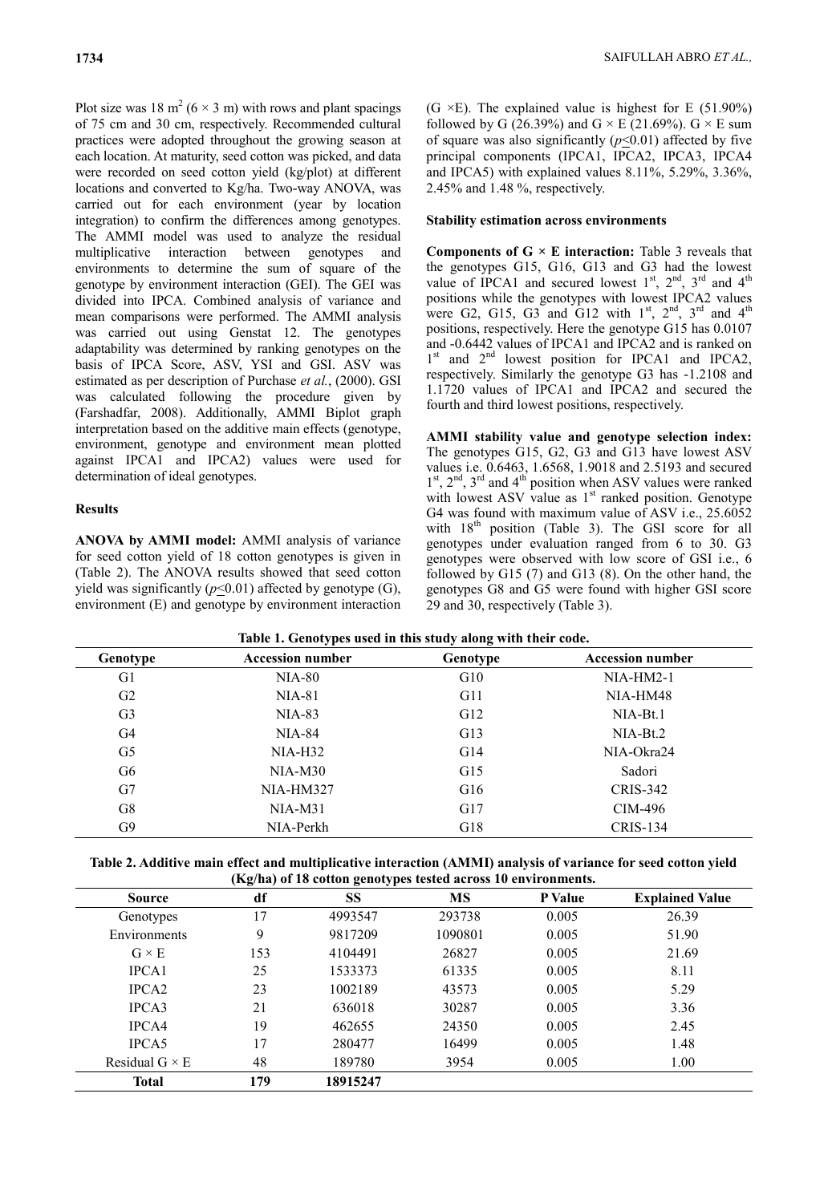Plot size was 18 $m^2$ (6 × 3 m) with rows and plant spacings of 75 cm and 30 cm, respectively. Recommended cultural practices were adopted throughout the growing season at each location. At maturity, seed cotton was picked, and data were recorded on seed cotton yield (kg/plot) at different locations and converted to Kg/ha. Two-way ANOVA, was carried out for each environment (year by location integration) to confirm the differences among genotypes. The AMMI model was used to analyze the residual multiplicative interaction between genotypes and environments to determine the sum of square of the genotype by environment interaction (GEI). The GEI was divided into IPCA. Combined analysis of variance and mean comparisons were performed. The AMMI analysis was carried out using Genstat 12. The genotypes adaptability was determined by ranking genotypes on the basis of IPCA Score, ASV, YSI and GSI. ASV was estimated as per description of Purchase *et al.*, (2000). GSI was calculated following the procedure given by (Farshadfar, 2008). Additionally, AMMI Biplot graph interpretation based on the additive main effects (genotype, environment, genotype and environment mean plotted against IPCA1 and IPCA2) values were used for determination of ideal genotypes.

## Results

**ANOVA by AMMI model:** AMMI analysis of variance for seed cotton yield of 18 cotton genotypes is given in (Table 2). The ANOVA results showed that seed cotton yield was significantly ($p \leq 0.01$) affected by genotype (G), environment (E) and genotype by environment interaction (G ×E). The explained value is highest for E (51.90%) followed by G (26.39%) and G × E (21.69%). G × E sum of square was also significantly ($p \leq 0.01$) affected by five principal components (IPCA1, IPCA2, IPCA3, IPCA4 and IPCA5) with explained values 8.11%, 5.29%, 3.36%, 2.45% and 1.48 %, respectively.

### Stability estimation across environments

**Components of G × E interaction:** Table 3 reveals that the genotypes G15, G16, G13 and G3 had the lowest value of IPCA1 and secured lowest 1st, 2nd, 3rd and 4th positions while the genotypes with lowest IPCA2 values were G2, G15, G3 and G12 with 1st, 2nd, 3rd and 4th positions, respectively. Here the genotype G15 has 0.0107 and -0.6442 values of IPCA1 and IPCA2 and is ranked on 1st and 2nd lowest position for IPCA1 and IPCA2, respectively. Similarly the genotype G3 has -1.2108 and 1.1720 values of IPCA1 and IPCA2 and secured the fourth and third lowest positions, respectively.

**AMMI stability value and genotype selection index:** The genotypes G15, G2, G3 and G13 have lowest ASV values i.e. 0.6463, 1.6568, 1.9018 and 2.5193 and secured 1st, 2nd, 3rd and 4th position when ASV values were ranked with lowest ASV value as 1st ranked position. Genotype G4 was found with maximum value of ASV i.e., 25.6052 with 18th position (Table 3). The GSI score for all genotypes under evaluation ranged from 6 to 30. G3 genotypes were observed with low score of GSI i.e., 6 followed by G15 (7) and G13 (8). On the other hand, the genotypes G8 and G5 were found with higher GSI score 29 and 30, respectively (Table 3).

**Table 1. Genotypes used in this study along with their code.**

| Genotype | Accession number | Genotype | Accession number |
|---|---|---|---|
| G1 | NIA-80 | G10 | NIA-HM2-1 |
| G2 | NIA-81 | G11 | NIA-HM48 |
| G3 | NIA-83 | G12 | NIA-Bt.1 |
| G4 | NIA-84 | G13 | NIA-Bt.2 |
| G5 | NIA-H32 | G14 | NIA-Okra24 |
| G6 | NIA-M30 | G15 | Sadori |
| G7 | NIA-HM327 | G16 | CRIS-342 |
| G8 | NIA-M31 | G17 | CIM-496 |
| G9 | NIA-Perkh | G18 | CRIS-134 |

**Table 2. Additive main effect and multiplicative interaction (AMMI) analysis of variance for seed cotton yield (Kg/ha) of 18 cotton genotypes tested across 10 environments.**

| Source | df | SS | MS | P Value | Explained Value |
|---|---|---|---|---|---|
| Genotypes | 17 | 4993547 | 293738 | 0.005 | 26.39 |
| Environments | 9 | 9817209 | 1090801 | 0.005 | 51.90 |
| G × E | 153 | 4104491 | 26827 | 0.005 | 21.69 |
| IPCA1 | 25 | 1533373 | 61335 | 0.005 | 8.11 |
| IPCA2 | 23 | 1002189 | 43573 | 0.005 | 5.29 |
| IPCA3 | 21 | 636018 | 30287 | 0.005 | 3.36 |
| IPCA4 | 19 | 462655 | 24350 | 0.005 | 2.45 |
| IPCA5 | 17 | 280477 | 16499 | 0.005 | 1.48 |
| Residual G × E | 48 | 189780 | 3954 | 0.005 | 1.00 |
| **Total** | **179** | **18915247** | | | |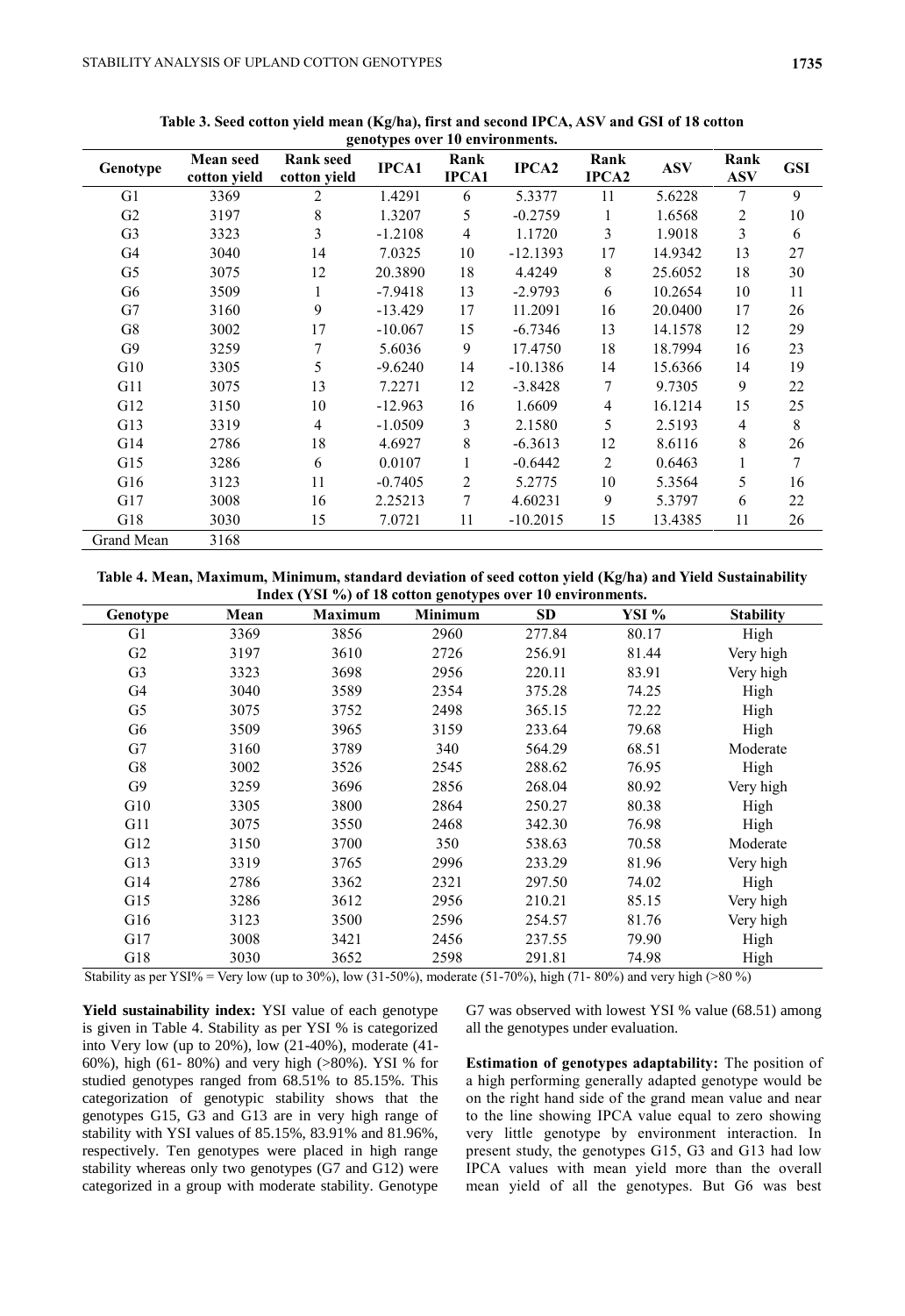**Table 3. Seed cotton yield mean (Kg/ha), first and second IPCA, ASV and GSI of 18 cotton genotypes over 10 environments.**

| Genotype | Mean seed cotton yield | Rank seed cotton yield | IPCA1 | Rank IPCA1 | IPCA2 | Rank IPCA2 | ASV | Rank ASV | GSI |
|---|---|---|---|---|---|---|---|---|---|
| G1 | 3369 | 2 | 1.4291 | 6 | 5.3377 | 11 | 5.6228 | 7 | 9 |
| G2 | 3197 | 8 | 1.3207 | 5 | -0.2759 | 1 | 1.6568 | 2 | 10 |
| G3 | 3323 | 3 | -1.2108 | 4 | 1.1720 | 3 | 1.9018 | 3 | 6 |
| G4 | 3040 | 14 | 7.0325 | 10 | -12.1393 | 17 | 14.9342 | 13 | 27 |
| G5 | 3075 | 12 | 20.3890 | 18 | 4.4249 | 8 | 25.6052 | 18 | 30 |
| G6 | 3509 | 1 | -7.9418 | 13 | -2.9793 | 6 | 10.2654 | 10 | 11 |
| G7 | 3160 | 9 | -13.429 | 17 | 11.2091 | 16 | 20.0400 | 17 | 26 |
| G8 | 3002 | 17 | -10.067 | 15 | -6.7346 | 13 | 14.1578 | 12 | 29 |
| G9 | 3259 | 7 | 5.6036 | 9 | 17.4750 | 18 | 18.7994 | 16 | 23 |
| G10 | 3305 | 5 | -9.6240 | 14 | -10.1386 | 14 | 15.6366 | 14 | 19 |
| G11 | 3075 | 13 | 7.2271 | 12 | -3.8428 | 7 | 9.7305 | 9 | 22 |
| G12 | 3150 | 10 | -12.963 | 16 | 1.6609 | 4 | 16.1214 | 15 | 25 |
| G13 | 3319 | 4 | -1.0509 | 3 | 2.1580 | 5 | 2.5193 | 4 | 8 |
| G14 | 2786 | 18 | 4.6927 | 8 | -6.3613 | 12 | 8.6116 | 8 | 26 |
| G15 | 3286 | 6 | 0.0107 | 1 | -0.6442 | 2 | 0.6463 | 1 | 7 |
| G16 | 3123 | 11 | -0.7405 | 2 | 5.2775 | 10 | 5.3564 | 5 | 16 |
| G17 | 3008 | 16 | 2.25213 | 7 | 4.60231 | 9 | 5.3797 | 6 | 22 |
| G18 | 3030 | 15 | 7.0721 | 11 | -10.2015 | 15 | 13.4385 | 11 | 26 |
| Grand Mean | 3168 | | | | | | | | |

**Table 4. Mean, Maximum, Minimum, standard deviation of seed cotton yield (Kg/ha) and Yield Sustainability Index (YSI %) of 18 cotton genotypes over 10 environments.**

| Genotype | Mean | Maximum | Minimum | SD | YSI % | Stability |
|---|---|---|---|---|---|---|
| G1 | 3369 | 3856 | 2960 | 277.84 | 80.17 | High |
| G2 | 3197 | 3610 | 2726 | 256.91 | 81.44 | Very high |
| G3 | 3323 | 3698 | 2956 | 220.11 | 83.91 | Very high |
| G4 | 3040 | 3589 | 2354 | 375.28 | 74.25 | High |
| G5 | 3075 | 3752 | 2498 | 365.15 | 72.22 | High |
| G6 | 3509 | 3965 | 3159 | 233.64 | 79.68 | High |
| G7 | 3160 | 3789 | 340 | 564.29 | 68.51 | Moderate |
| G8 | 3002 | 3526 | 2545 | 288.62 | 76.95 | High |
| G9 | 3259 | 3696 | 2856 | 268.04 | 80.92 | Very high |
| G10 | 3305 | 3800 | 2864 | 250.27 | 80.38 | High |
| G11 | 3075 | 3550 | 2468 | 342.30 | 76.98 | High |
| G12 | 3150 | 3700 | 350 | 538.63 | 70.58 | Moderate |
| G13 | 3319 | 3765 | 2996 | 233.29 | 81.96 | Very high |
| G14 | 2786 | 3362 | 2321 | 297.50 | 74.02 | High |
| G15 | 3286 | 3612 | 2956 | 210.21 | 85.15 | Very high |
| G16 | 3123 | 3500 | 2596 | 254.57 | 81.76 | Very high |
| G17 | 3008 | 3421 | 2456 | 237.55 | 79.90 | High |
| G18 | 3030 | 3652 | 2598 | 291.81 | 74.98 | High |

Stability as per YSI% = Very low (up to 30%), low (31-50%), moderate (51-70%), high (71- 80%) and very high (>80 %)

**Yield sustainability index:** YSI value of each genotype is given in Table 4. Stability as per YSI % is categorized into Very low (up to 20%), low (21-40%), moderate (41-60%), high (61- 80%) and very high (>80%). YSI % for studied genotypes ranged from 68.51% to 85.15%. This categorization of genotypic stability shows that the genotypes G15, G3 and G13 are in very high range of stability with YSI values of 85.15%, 83.91% and 81.96%, respectively. Ten genotypes were placed in high range stability whereas only two genotypes (G7 and G12) were categorized in a group with moderate stability. Genotype G7 was observed with lowest YSI % value (68.51) among all the genotypes under evaluation.

**Estimation of genotypes adaptability:** The position of a high performing generally adapted genotype would be on the right hand side of the grand mean value and near to the line showing IPCA value equal to zero showing very little genotype by environment interaction. In present study, the genotypes G15, G3 and G13 had low IPCA values with mean yield more than the overall mean yield of all the genotypes. But G6 was best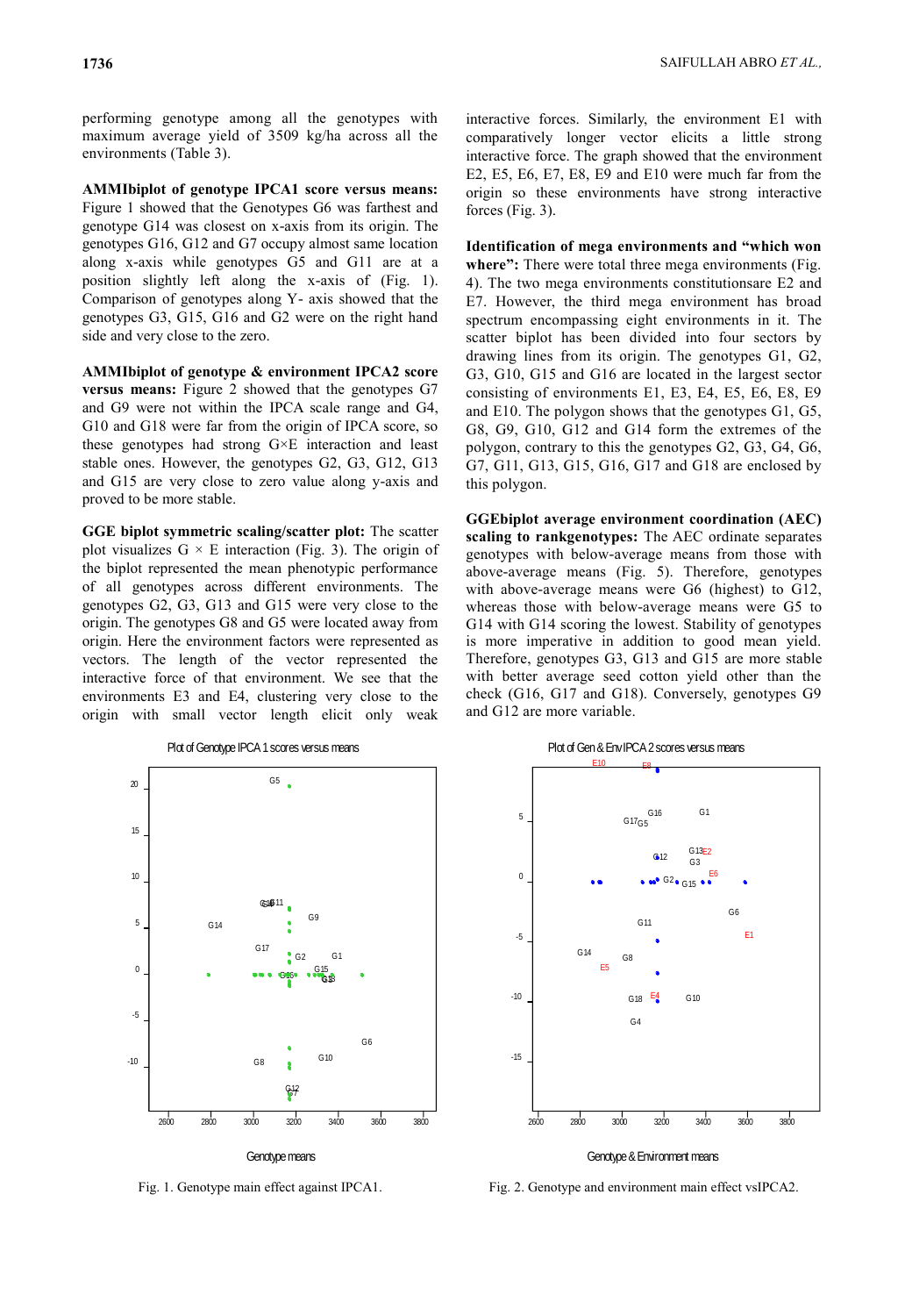performing genotype among all the genotypes with maximum average yield of 3509 kg/ha across all the environments (Table 3).

**AMMIbiplot of genotype IPCA1 score versus means:** Figure 1 showed that the Genotypes G6 was farthest and genotype G14 was closest on x-axis from its origin. The genotypes G16, G12 and G7 occupy almost same location along x-axis while genotypes G5 and G11 are at a position slightly left along the x-axis of (Fig. 1). Comparison of genotypes along Y- axis showed that the genotypes G3, G15, G16 and G2 were on the right hand side and very close to the zero.

**AMMIbiplot of genotype & environment IPCA2 score versus means:** Figure 2 showed that the genotypes G7 and G9 were not within the IPCA scale range and G4, G10 and G18 were far from the origin of IPCA score, so these genotypes had strong G×E interaction and least stable ones. However, the genotypes G2, G3, G12, G13 and G15 are very close to zero value along y-axis and proved to be more stable.

**GGE biplot symmetric scaling/scatter plot:** The scatter plot visualizes G × E interaction (Fig. 3). The origin of the biplot represented the mean phenotypic performance of all genotypes across different environments. The genotypes G2, G3, G13 and G15 were very close to the origin. The genotypes G8 and G5 were located away from origin. Here the environment factors were represented as vectors. The length of the vector represented the interactive force of that environment. We see that the environments E3 and E4, clustering very close to the origin with small vector length elicit only weak interactive forces. Similarly, the environment E1 with comparatively longer vector elicits a little strong interactive force. The graph showed that the environment E2, E5, E6, E7, E8, E9 and E10 were much far from the origin so these environments have strong interactive forces (Fig. 3).

**Identification of mega environments and "which won where":** There were total three mega environments (Fig. 4). The two mega environments constitutionsare E2 and E7. However, the third mega environment has broad spectrum encompassing eight environments in it. The scatter biplot has been divided into four sectors by drawing lines from its origin. The genotypes G1, G2, G3, G10, G15 and G16 are located in the largest sector consisting of environments E1, E3, E4, E5, E6, E8, E9 and E10. The polygon shows that the genotypes G1, G5, G8, G9, G10, G12 and G14 form the extremes of the polygon, contrary to this the genotypes G2, G3, G4, G6, G7, G11, G13, G15, G16, G17 and G18 are enclosed by this polygon.

**GGEbiplot average environment coordination (AEC) scaling to rankgenotypes:** The AEC ordinate separates genotypes with below-average means from those with above-average means (Fig. 5). Therefore, genotypes with above-average means were G6 (highest) to G12, whereas those with below-average means were G5 to G14 with G14 scoring the lowest. Stability of genotypes is more imperative in addition to good mean yield. Therefore, genotypes G3, G13 and G15 are more stable with better average seed cotton yield other than the check (G16, G17 and G18). Conversely, genotypes G9 and G12 are more variable.

Fig. 1. Genotype main effect against IPCA1.

Fig. 2. Genotype and environment main effect vsIPCA2.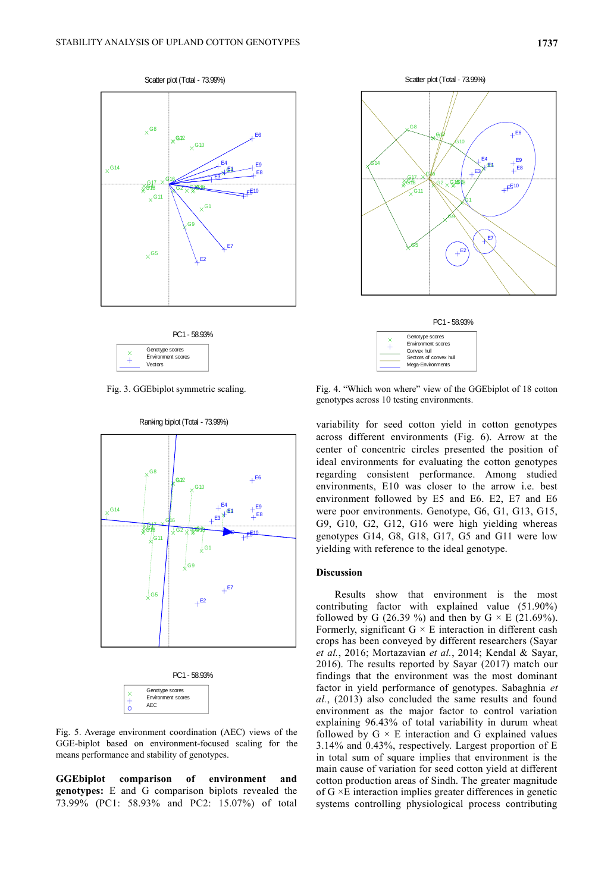Fig. 3. GGEbiplot symmetric scaling.

Fig. 4. “Which won where” view of the GGEbiplot of 18 cotton genotypes across 10 testing environments.

Fig. 5. Average environment coordination (AEC) views of the GGE-biplot based on environment-focused scaling for the means performance and stability of genotypes.

**GGEbiplot comparison of environment and genotypes:** E and G comparison biplots revealed the 73.99% (PC1: 58.93% and PC2: 15.07%) of total variability for seed cotton yield in cotton genotypes across different environments (Fig. 6). Arrow at the center of concentric circles presented the position of ideal environments for evaluating the cotton genotypes regarding consistent performance. Among studied environments, E10 was closer to the arrow i.e. best environment followed by E5 and E6. E2, E7 and E6 were poor environments. Genotype, G6, G1, G13, G15, G9, G10, G2, G12, G16 were high yielding whereas genotypes G14, G8, G18, G17, G5 and G11 were low yielding with reference to the ideal genotype.

## Discussion

Results show that environment is the most contributing factor with explained value (51.90%) followed by G (26.39 %) and then by G × E (21.69%). Formerly, significant G × E interaction in different cash crops has been conveyed by different researchers (Sayar *et al.*, 2016; Mortazavian *et al.*, 2014; Kendal & Sayar, 2016). The results reported by Sayar (2017) match our findings that the environment was the most dominant factor in yield performance of genotypes. Sabaghnia *et al.*, (2013) also concluded the same results and found environment as the major factor to control variation explaining 96.43% of total variability in durum wheat followed by G × E interaction and G explained values 3.14% and 0.43%, respectively. Largest proportion of E in total sum of square implies that environment is the main cause of variation for seed cotton yield at different cotton production areas of Sindh. The greater magnitude of G ×E interaction implies greater differences in genetic systems controlling physiological process contributing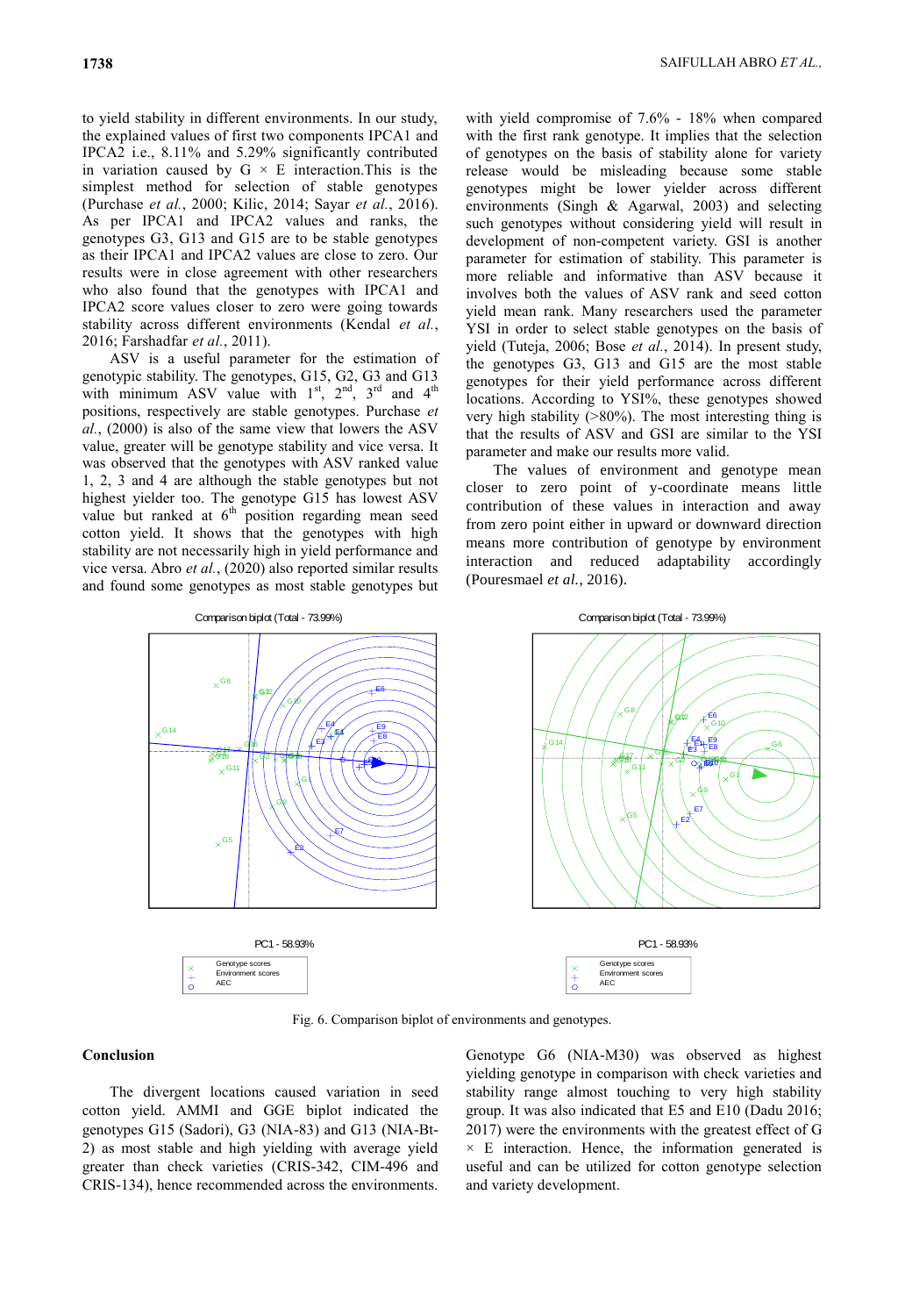to yield stability in different environments. In our study, the explained values of first two components IPCA1 and IPCA2 i.e., 8.11% and 5.29% significantly contributed in variation caused by G × E interaction.This is the simplest method for selection of stable genotypes (Purchase *et al.*, 2000; Kilic, 2014; Sayar *et al.*, 2016). As per IPCA1 and IPCA2 values and ranks, the genotypes G3, G13 and G15 are to be stable genotypes as their IPCA1 and IPCA2 values are close to zero. Our results were in close agreement with other researchers who also found that the genotypes with IPCA1 and IPCA2 score values closer to zero were going towards stability across different environments (Kendal *et al.*, 2016; Farshadfar *et al.*, 2011).

ASV is a useful parameter for the estimation of genotypic stability. The genotypes, G15, G2, G3 and G13 with minimum ASV value with 1st, 2nd, 3rd and 4th positions, respectively are stable genotypes. Purchase *et al.*, (2000) is also of the same view that lowers the ASV value, greater will be genotype stability and vice versa. It was observed that the genotypes with ASV ranked value 1, 2, 3 and 4 are although the stable genotypes but not highest yielder too. The genotype G15 has lowest ASV value but ranked at 6th position regarding mean seed cotton yield. It shows that the genotypes with high stability are not necessarily high in yield performance and vice versa. Abro *et al.*, (2020) also reported similar results and found some genotypes as most stable genotypes but with yield compromise of 7.6% - 18% when compared with the first rank genotype. It implies that the selection of genotypes on the basis of stability alone for variety release would be misleading because some stable genotypes might be lower yielder across different environments (Singh & Agarwal, 2003) and selecting such genotypes without considering yield will result in development of non-competent variety. GSI is another parameter for estimation of stability. This parameter is more reliable and informative than ASV because it involves both the values of ASV rank and seed cotton yield mean rank. Many researchers used the parameter YSI in order to select stable genotypes on the basis of yield (Tuteja, 2006; Bose *et al.*, 2014). In present study, the genotypes G3, G13 and G15 are the most stable genotypes for their yield performance across different locations. According to YSI%, these genotypes showed very high stability (>80%). The most interesting thing is that the results of ASV and GSI are similar to the YSI parameter and make our results more valid.

The values of environment and genotype mean closer to zero point of y-coordinate means little contribution of these values in interaction and away from zero point either in upward or downward direction means more contribution of genotype by environment interaction and reduced adaptability accordingly (Pouresmael *et al.*, 2016).

Fig. 6. Comparison biplot of environments and genotypes.

## Conclusion

The divergent locations caused variation in seed cotton yield. AMMI and GGE biplot indicated the genotypes G15 (Sadori), G3 (NIA-83) and G13 (NIA-Bt-2) as most stable and high yielding with average yield greater than check varieties (CRIS-342, CIM-496 and CRIS-134), hence recommended across the environments. Genotype G6 (NIA-M30) was observed as highest yielding genotype in comparison with check varieties and stability range almost touching to very high stability group. It was also indicated that E5 and E10 (Dadu 2016; 2017) were the environments with the greatest effect of G × E interaction. Hence, the information generated is useful and can be utilized for cotton genotype selection and variety development.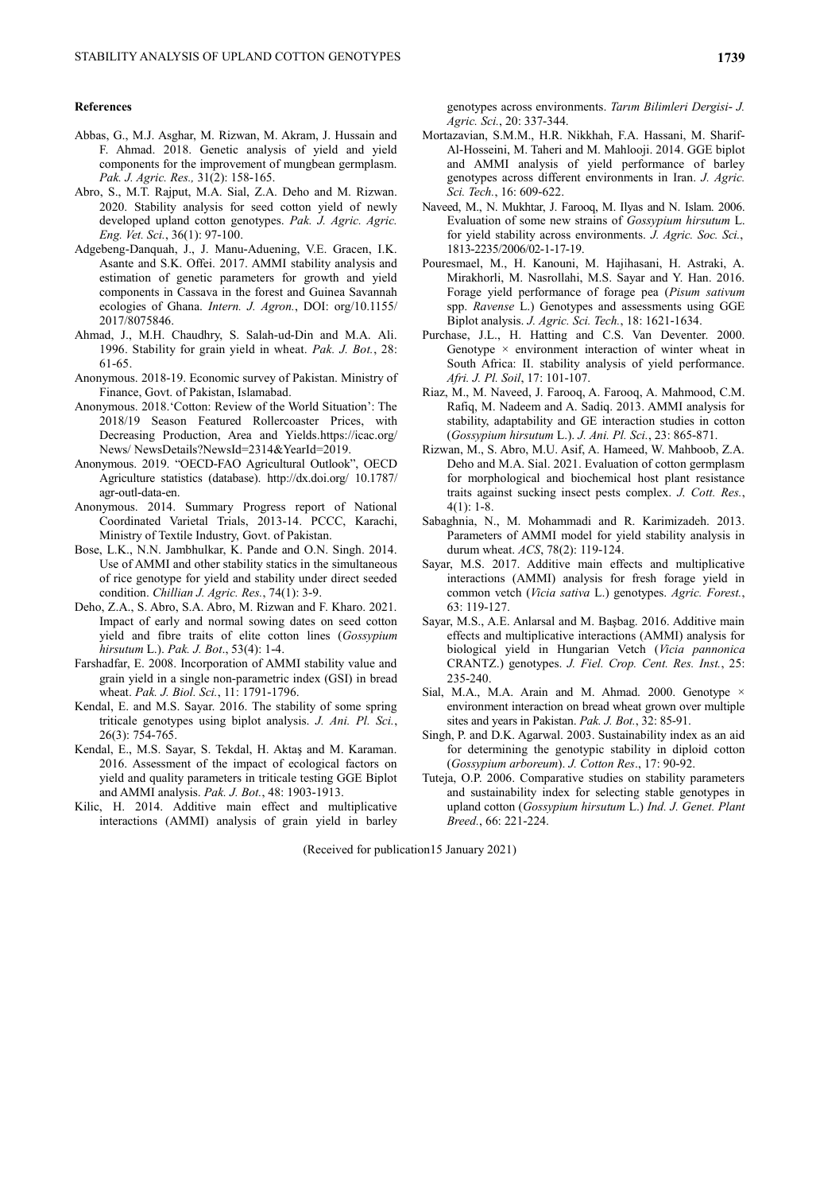### References

Abbas, G., M.J. Asghar, M. Rizwan, M. Akram, J. Hussain and F. Ahmad. 2018. Genetic analysis of yield and yield components for the improvement of mungbean germplasm. *Pak. J. Agric. Res.,* 31(2): 158-165.

Abro, S., M.T. Rajput, M.A. Sial, Z.A. Deho and M. Rizwan. 2020. Stability analysis for seed cotton yield of newly developed upland cotton genotypes. *Pak. J. Agric. Agric. Eng. Vet. Sci.*, 36(1): 97-100.

Adgebeng-Danquah, J., J. Manu-Aduening, V.E. Gracen, I.K. Asante and S.K. Offei. 2017. AMMI stability analysis and estimation of genetic parameters for growth and yield components in Cassava in the forest and Guinea Savannah ecologies of Ghana. *Intern. J. Agron.*, DOI: org/10.1155/ 2017/8075846.

Ahmad, J., M.H. Chaudhry, S. Salah-ud-Din and M.A. Ali. 1996. Stability for grain yield in wheat. *Pak. J. Bot.*, 28: 61-65.

Anonymous. 2018-19. Economic survey of Pakistan. Ministry of Finance, Govt. of Pakistan, Islamabad.

Anonymous. 2018.'Cotton: Review of the World Situation': The 2018/19 Season Featured Rollercoaster Prices, with Decreasing Production, Area and Yields.https://icac.org/ News/ NewsDetails?NewsId=2314&YearId=2019.

Anonymous. 2019. "OECD-FAO Agricultural Outlook", OECD Agriculture statistics (database). http://dx.doi.org/ 10.1787/ agr-outl-data-en.

Anonymous. 2014. Summary Progress report of National Coordinated Varietal Trials, 2013-14. PCCC, Karachi, Ministry of Textile Industry, Govt. of Pakistan.

Bose, L.K., N.N. Jambhulkar, K. Pande and O.N. Singh. 2014. Use of AMMI and other stability statics in the simultaneous of rice genotype for yield and stability under direct seeded condition. *Chillian J. Agric. Res.*, 74(1): 3-9.

Deho, Z.A., S. Abro, S.A. Abro, M. Rizwan and F. Kharo. 2021. Impact of early and normal sowing dates on seed cotton yield and fibre traits of elite cotton lines (*Gossypium hirsutum* L.). *Pak. J. Bot*., 53(4): 1-4.

Farshadfar, E. 2008. Incorporation of AMMI stability value and grain yield in a single non-parametric index (GSI) in bread wheat. *Pak. J. Biol. Sci.*, 11: 1791-1796.

Kendal, E. and M.S. Sayar. 2016. The stability of some spring triticale genotypes using biplot analysis. *J. Ani. Pl. Sci.*, 26(3): 754-765.

Kendal, E., M.S. Sayar, S. Tekdal, H. Aktaş and M. Karaman. 2016. Assessment of the impact of ecological factors on yield and quality parameters in triticale testing GGE Biplot and AMMI analysis. *Pak. J. Bot.*, 48: 1903-1913.

Kilic, H. 2014. Additive main effect and multiplicative interactions (AMMI) analysis of grain yield in barley genotypes across environments. *Tarım Bilimleri Dergisi- J. Agric. Sci.*, 20: 337-344.

Mortazavian, S.M.M., H.R. Nikkhah, F.A. Hassani, M. Sharif-Al-Hosseini, M. Taheri and M. Mahlooji. 2014. GGE biplot and AMMI analysis of yield performance of barley genotypes across different environments in Iran. *J. Agric. Sci. Tech.*, 16: 609-622.

Naveed, M., N. Mukhtar, J. Farooq, M. Ilyas and N. Islam. 2006. Evaluation of some new strains of *Gossypium hirsutum* L. for yield stability across environments. *J. Agric. Soc. Sci.*, 1813-2235/2006/02-1-17-19.

Pouresmael, M., H. Kanouni, M. Hajihasani, H. Astraki, A. Mirakhorli, M. Nasrollahi, M.S. Sayar and Y. Han. 2016. Forage yield performance of forage pea (*Pisum sativum* spp. *Ravense* L.) Genotypes and assessments using GGE Biplot analysis. *J. Agric. Sci. Tech.*, 18: 1621-1634.

Purchase, J.L., H. Hatting and C.S. Van Deventer. 2000. Genotype × environment interaction of winter wheat in South Africa: II. stability analysis of yield performance. *Afri. J. Pl. Soil*, 17: 101-107.

Riaz, M., M. Naveed, J. Farooq, A. Farooq, A. Mahmood, C.M. Rafiq, M. Nadeem and A. Sadiq. 2013. AMMI analysis for stability, adaptability and GE interaction studies in cotton (*Gossypium hirsutum* L.). *J. Ani. Pl. Sci.*, 23: 865-871.

Rizwan, M., S. Abro, M.U. Asif, A. Hameed, W. Mahboob, Z.A. Deho and M.A. Sial. 2021. Evaluation of cotton germplasm for morphological and biochemical host plant resistance traits against sucking insect pests complex. *J. Cott. Res.*, 4(1): 1-8.

Sabaghnia, N., M. Mohammadi and R. Karimizadeh. 2013. Parameters of AMMI model for yield stability analysis in durum wheat. *ACS*, 78(2): 119-124.

Sayar, M.S. 2017. Additive main effects and multiplicative interactions (AMMI) analysis for fresh forage yield in common vetch (*Vicia sativa* L.) genotypes. *Agric. Forest.*, 63: 119-127.

Sayar, M.S., A.E. Anlarsal and M. Başbag. 2016. Additive main effects and multiplicative interactions (AMMI) analysis for biological yield in Hungarian Vetch (*Vicia pannonica* CRANTZ.) genotypes. *J. Fiel. Crop. Cent. Res. Inst.*, 25: 235-240.

Sial, M.A., M.A. Arain and M. Ahmad. 2000. Genotype × environment interaction on bread wheat grown over multiple sites and years in Pakistan. *Pak. J. Bot.*, 32: 85-91.

Singh, P. and D.K. Agarwal. 2003. Sustainability index as an aid for determining the genotypic stability in diploid cotton (*Gossypium arboreum*). *J. Cotton Res*., 17: 90-92.

Tuteja, O.P. 2006. Comparative studies on stability parameters and sustainability index for selecting stable genotypes in upland cotton (*Gossypium hirsutum* L.) *Ind. J. Genet. Plant Breed.*, 66: 221-224.

(Received for publication15 January 2021)